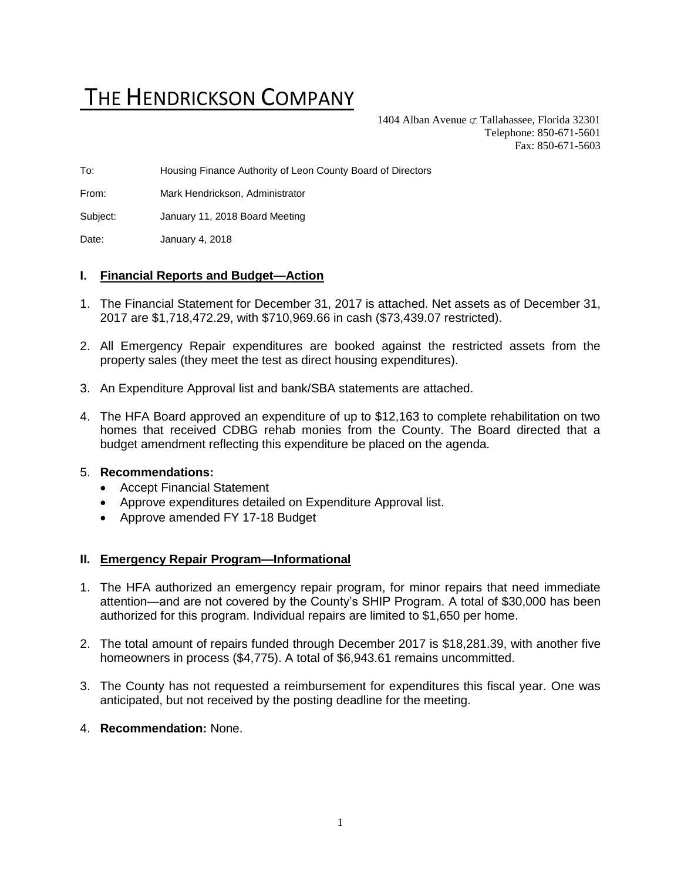# THE HENDRICKSON COMPANY

1404 Alban Avenue ⊄ Tallahassee, Florida 32301
Telephone: 850-671-5601
Fax: 850-671-5603

To: Housing Finance Authority of Leon County Board of Directors

From: Mark Hendrickson, Administrator

Subject: January 11, 2018 Board Meeting

Date: January 4, 2018

## I. Financial Reports and Budget—Action

1. The Financial Statement for December 31, 2017 is attached. Net assets as of December 31, 2017 are $1,718,472.29, with $710,969.66 in cash ($73,439.07 restricted).
2. All Emergency Repair expenditures are booked against the restricted assets from the property sales (they meet the test as direct housing expenditures).
3. An Expenditure Approval list and bank/SBA statements are attached.
4. The HFA Board approved an expenditure of up to $12,163 to complete rehabilitation on two homes that received CDBG rehab monies from the County. The Board directed that a budget amendment reflecting this expenditure be placed on the agenda.
5. **Recommendations:**
   - Accept Financial Statement
   - Approve expenditures detailed on Expenditure Approval list.
   - Approve amended FY 17-18 Budget

## II. Emergency Repair Program—Informational

1. The HFA authorized an emergency repair program, for minor repairs that need immediate attention—and are not covered by the County's SHIP Program. A total of $30,000 has been authorized for this program. Individual repairs are limited to $1,650 per home.
2. The total amount of repairs funded through December 2017 is $18,281.39, with another five homeowners in process ($4,775). A total of $6,943.61 remains uncommitted.
3. The County has not requested a reimbursement for expenditures this fiscal year. One was anticipated, but not received by the posting deadline for the meeting.
4. **Recommendation:** None.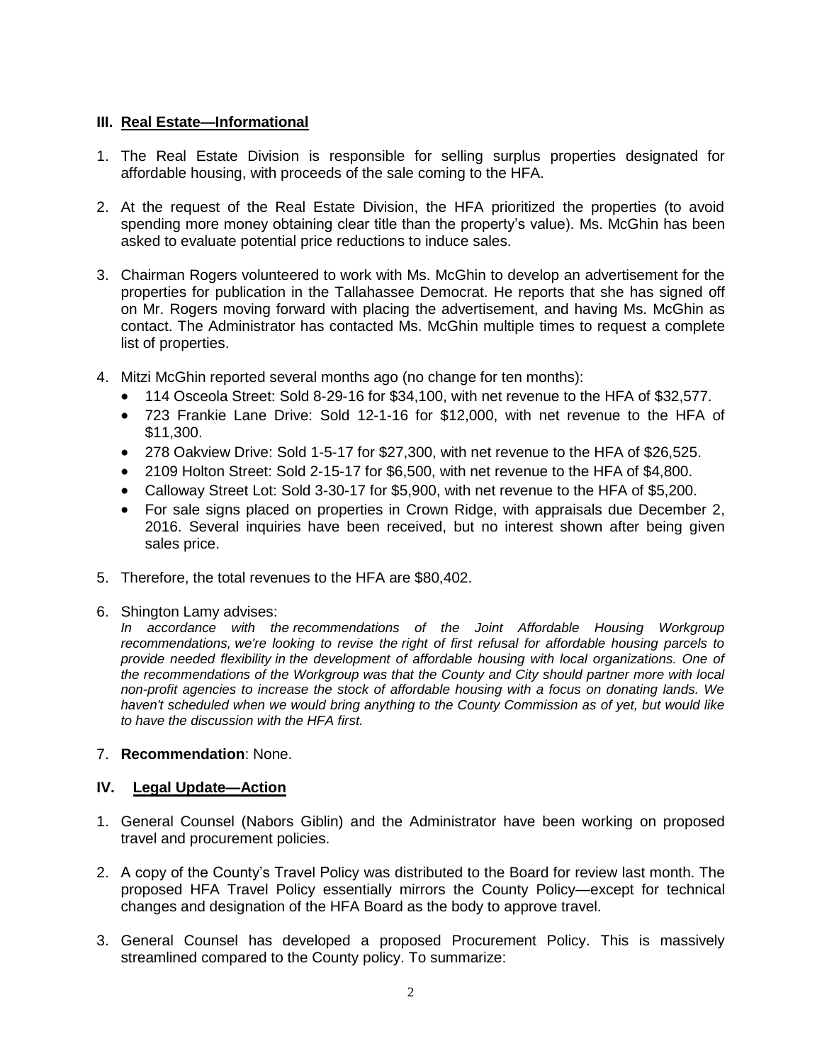## III. **Real Estate—Informational**

1. The Real Estate Division is responsible for selling surplus properties designated for affordable housing, with proceeds of the sale coming to the HFA.

2. At the request of the Real Estate Division, the HFA prioritized the properties (to avoid spending more money obtaining clear title than the property's value). Ms. McGhin has been asked to evaluate potential price reductions to induce sales.

3. Chairman Rogers volunteered to work with Ms. McGhin to develop an advertisement for the properties for publication in the Tallahassee Democrat. He reports that she has signed off on Mr. Rogers moving forward with placing the advertisement, and having Ms. McGhin as contact. The Administrator has contacted Ms. McGhin multiple times to request a complete list of properties.

4. Mitzi McGhin reported several months ago (no change for ten months):
   - 114 Osceola Street: Sold 8-29-16 for $34,100, with net revenue to the HFA of $32,577.
   - 723 Frankie Lane Drive: Sold 12-1-16 for $12,000, with net revenue to the HFA of $11,300.
   - 278 Oakview Drive: Sold 1-5-17 for $27,300, with net revenue to the HFA of $26,525.
   - 2109 Holton Street: Sold 2-15-17 for $6,500, with net revenue to the HFA of $4,800.
   - Calloway Street Lot: Sold 3-30-17 for $5,900, with net revenue to the HFA of $5,200.
   - For sale signs placed on properties in Crown Ridge, with appraisals due December 2, 2016. Several inquiries have been received, but no interest shown after being given sales price.

5. Therefore, the total revenues to the HFA are $80,402.

6. Shington Lamy advises:
   *In accordance with the recommendations of the Joint Affordable Housing Workgroup recommendations, we're looking to revise the right of first refusal for affordable housing parcels to provide needed flexibility in the development of affordable housing with local organizations. One of the recommendations of the Workgroup was that the County and City should partner more with local non-profit agencies to increase the stock of affordable housing with a focus on donating lands. We haven't scheduled when we would bring anything to the County Commission as of yet, but would like to have the discussion with the HFA first.*

7. **Recommendation**: None.

## IV. **Legal Update—Action**

1. General Counsel (Nabors Giblin) and the Administrator have been working on proposed travel and procurement policies.

2. A copy of the County's Travel Policy was distributed to the Board for review last month. The proposed HFA Travel Policy essentially mirrors the County Policy—except for technical changes and designation of the HFA Board as the body to approve travel.

3. General Counsel has developed a proposed Procurement Policy. This is massively streamlined compared to the County policy. To summarize: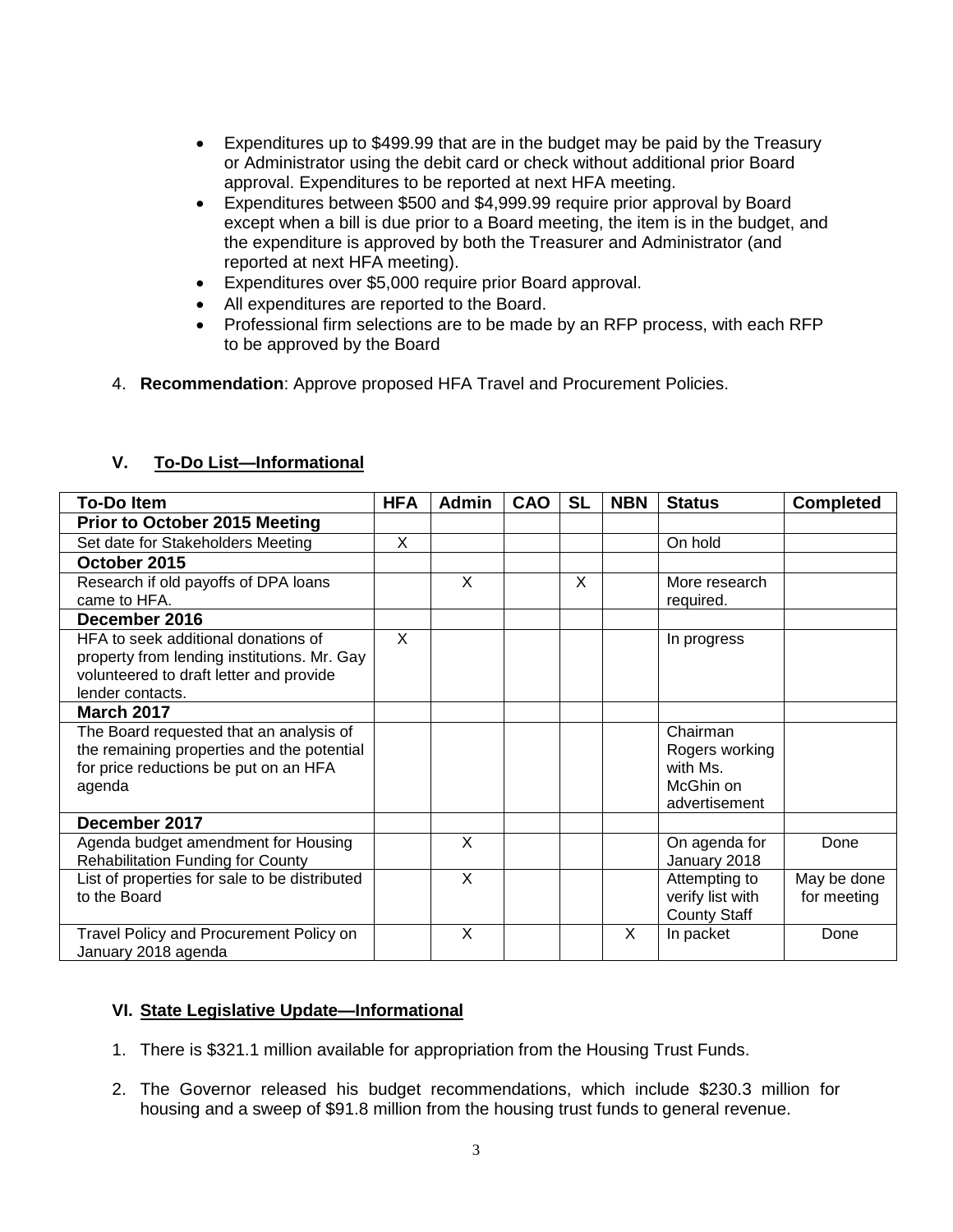- Expenditures up to $499.99 that are in the budget may be paid by the Treasury or Administrator using the debit card or check without additional prior Board approval. Expenditures to be reported at next HFA meeting.
- Expenditures between $500 and $4,999.99 require prior approval by Board except when a bill is due prior to a Board meeting, the item is in the budget, and the expenditure is approved by both the Treasurer and Administrator (and reported at next HFA meeting).
- Expenditures over $5,000 require prior Board approval.
- All expenditures are reported to the Board.
- Professional firm selections are to be made by an RFP process, with each RFP to be approved by the Board

4. **Recommendation**: Approve proposed HFA Travel and Procurement Policies.

## V. To-Do List—Informational

| To-Do Item | HFA | Admin | CAO | SL | NBN | Status | Completed |
|---|---|---|---|---|---|---|---|
| **Prior to October 2015 Meeting** | | | | | | | |
| Set date for Stakeholders Meeting | X | | | | | On hold | |
| **October 2015** | | | | | | | |
| Research if old payoffs of DPA loans came to HFA. | | X | | X | | More research required. | |
| **December 2016** | | | | | | | |
| HFA to seek additional donations of property from lending institutions. Mr. Gay volunteered to draft letter and provide lender contacts. | X | | | | | In progress | |
| **March 2017** | | | | | | | |
| The Board requested that an analysis of the remaining properties and the potential for price reductions be put on an HFA agenda | | | | | | Chairman Rogers working with Ms. McGhin on advertisement | |
| **December 2017** | | | | | | | |
| Agenda budget amendment for Housing Rehabilitation Funding for County | | X | | | | On agenda for January 2018 | Done |
| List of properties for sale to be distributed to the Board | | X | | | | Attempting to verify list with County Staff | May be done for meeting |
| Travel Policy and Procurement Policy on January 2018 agenda | | X | | | X | In packet | Done |

## VI. State Legislative Update—Informational

1. There is $321.1 million available for appropriation from the Housing Trust Funds.

2. The Governor released his budget recommendations, which include $230.3 million for housing and a sweep of $91.8 million from the housing trust funds to general revenue.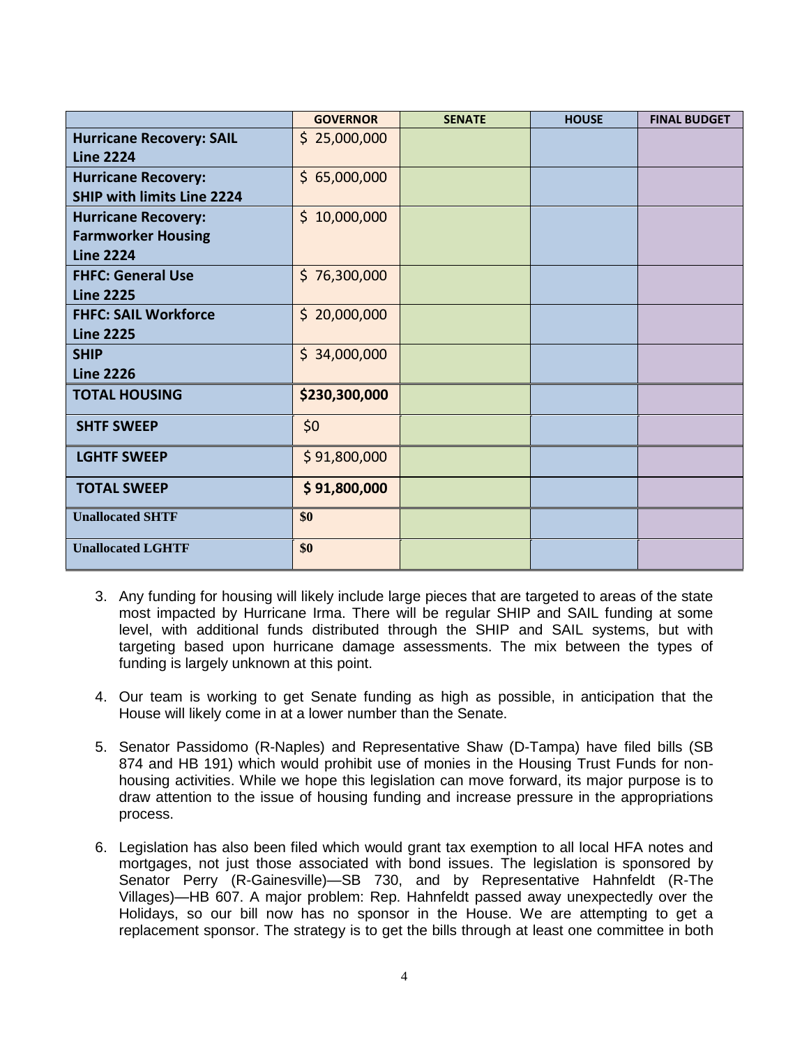| | GOVERNOR | SENATE | HOUSE | FINAL BUDGET |
|---|---|---|---|---|
| **Hurricane Recovery: SAIL Line 2224** | $ 25,000,000 | | | |
| **Hurricane Recovery: SHIP with limits Line 2224** | $ 65,000,000 | | | |
| **Hurricane Recovery: Farmworker Housing Line 2224** | $ 10,000,000 | | | |
| **FHFC: General Use Line 2225** | $ 76,300,000 | | | |
| **FHFC: SAIL Workforce Line 2225** | $ 20,000,000 | | | |
| **SHIP Line 2226** | $ 34,000,000 | | | |
| **TOTAL HOUSING** | **$230,300,000** | | | |
| **SHTF SWEEP** | $0 | | | |
| **LGHTF SWEEP** | $ 91,800,000 | | | |
| **TOTAL SWEEP** | **$ 91,800,000** | | | |
| **Unallocated SHTF** | **$0** | | | |
| **Unallocated LGHTF** | **$0** | | | |

3. Any funding for housing will likely include large pieces that are targeted to areas of the state most impacted by Hurricane Irma. There will be regular SHIP and SAIL funding at some level, with additional funds distributed through the SHIP and SAIL systems, but with targeting based upon hurricane damage assessments. The mix between the types of funding is largely unknown at this point.

4. Our team is working to get Senate funding as high as possible, in anticipation that the House will likely come in at a lower number than the Senate.

5. Senator Passidomo (R-Naples) and Representative Shaw (D-Tampa) have filed bills (SB 874 and HB 191) which would prohibit use of monies in the Housing Trust Funds for non-housing activities. While we hope this legislation can move forward, its major purpose is to draw attention to the issue of housing funding and increase pressure in the appropriations process.

6. Legislation has also been filed which would grant tax exemption to all local HFA notes and mortgages, not just those associated with bond issues. The legislation is sponsored by Senator Perry (R-Gainesville)—SB 730, and by Representative Hahnfeldt (R-The Villages)—HB 607. A major problem: Rep. Hahnfeldt passed away unexpectedly over the Holidays, so our bill now has no sponsor in the House. We are attempting to get a replacement sponsor. The strategy is to get the bills through at least one committee in both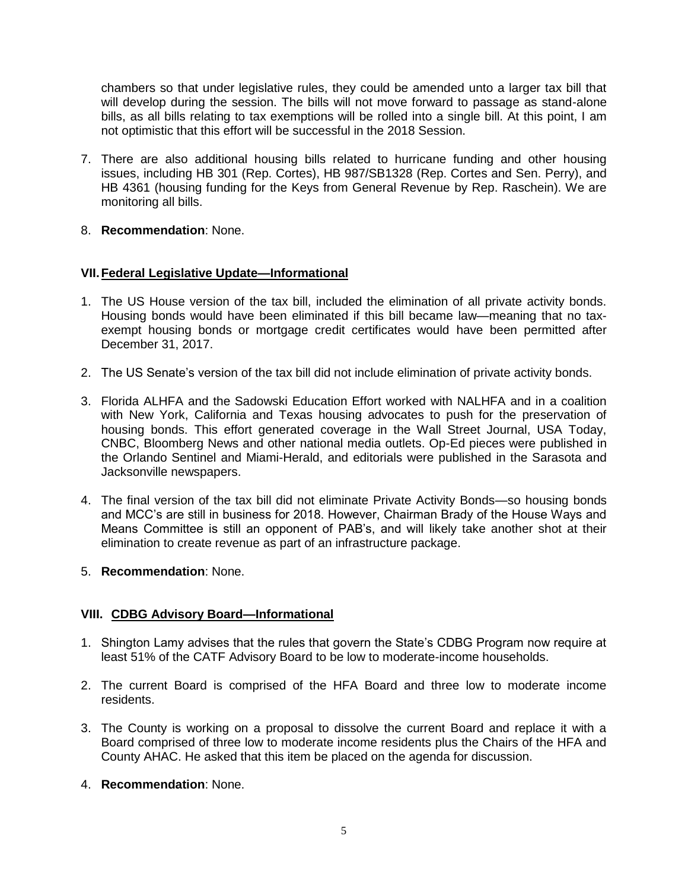chambers so that under legislative rules, they could be amended unto a larger tax bill that will develop during the session. The bills will not move forward to passage as stand-alone bills, as all bills relating to tax exemptions will be rolled into a single bill. At this point, I am not optimistic that this effort will be successful in the 2018 Session.

7. There are also additional housing bills related to hurricane funding and other housing issues, including HB 301 (Rep. Cortes), HB 987/SB1328 (Rep. Cortes and Sen. Perry), and HB 4361 (housing funding for the Keys from General Revenue by Rep. Raschein). We are monitoring all bills.

8. **Recommendation**: None.

## VII. Federal Legislative Update—Informational

1. The US House version of the tax bill, included the elimination of all private activity bonds. Housing bonds would have been eliminated if this bill became law—meaning that no tax-exempt housing bonds or mortgage credit certificates would have been permitted after December 31, 2017.

2. The US Senate's version of the tax bill did not include elimination of private activity bonds.

3. Florida ALHFA and the Sadowski Education Effort worked with NALHFA and in a coalition with New York, California and Texas housing advocates to push for the preservation of housing bonds. This effort generated coverage in the Wall Street Journal, USA Today, CNBC, Bloomberg News and other national media outlets. Op-Ed pieces were published in the Orlando Sentinel and Miami-Herald, and editorials were published in the Sarasota and Jacksonville newspapers.

4. The final version of the tax bill did not eliminate Private Activity Bonds—so housing bonds and MCC's are still in business for 2018. However, Chairman Brady of the House Ways and Means Committee is still an opponent of PAB's, and will likely take another shot at their elimination to create revenue as part of an infrastructure package.

5. **Recommendation**: None.

## VIII. CDBG Advisory Board—Informational

1. Shington Lamy advises that the rules that govern the State's CDBG Program now require at least 51% of the CATF Advisory Board to be low to moderate-income households.

2. The current Board is comprised of the HFA Board and three low to moderate income residents.

3. The County is working on a proposal to dissolve the current Board and replace it with a Board comprised of three low to moderate income residents plus the Chairs of the HFA and County AHAC. He asked that this item be placed on the agenda for discussion.

4. **Recommendation**: None.